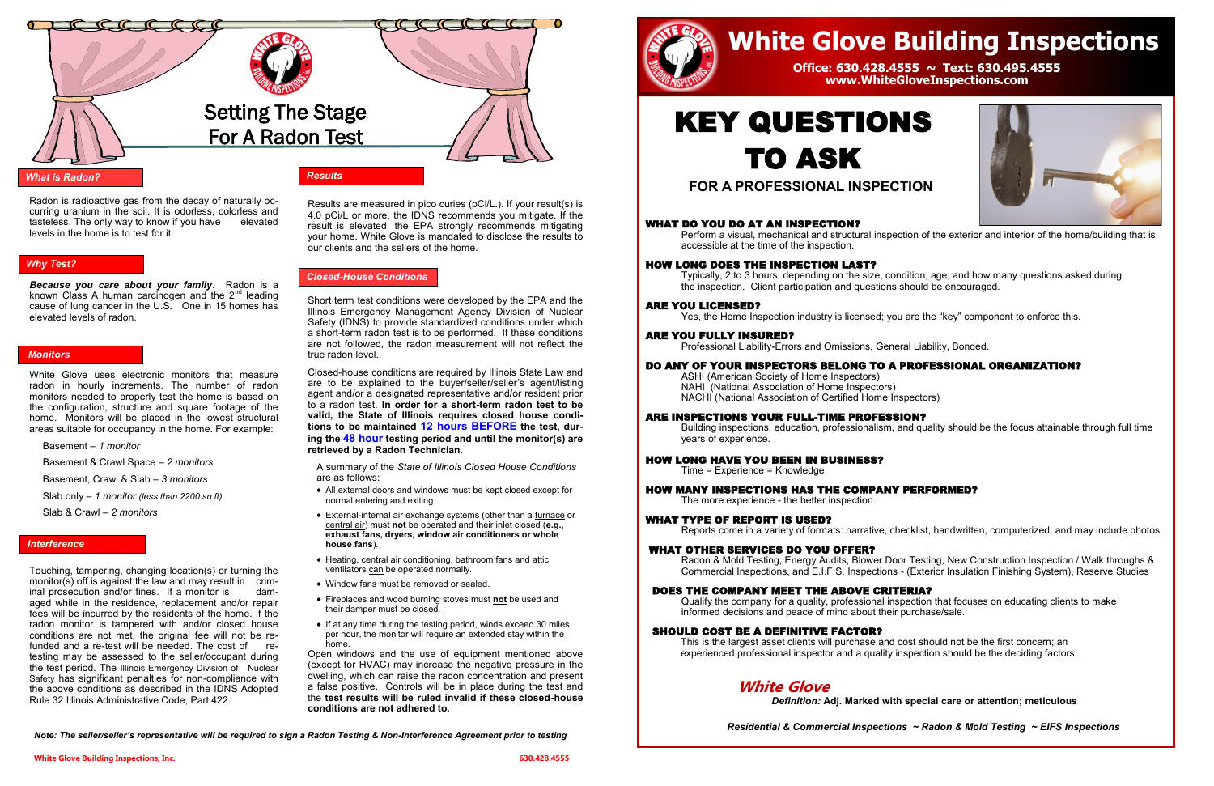# Setting The Stage For A Radon Test

## *What is Radon?*

Radon is radioactive gas from the decay of naturally occurring uranium in the soil. It is odorless, colorless and tasteless. The only way to know if you have elevated levels in the home is to test for it.

## *Why Test?*

***Because you care about your family***. Radon is a known Class A human carcinogen and the 2[nd] leading cause of lung cancer in the U.S. One in 15 homes has elevated levels of radon.

## *Monitors*

White Glove uses electronic monitors that measure radon in hourly increments. The number of radon monitors needed to properly test the home is based on the configuration, structure and square footage of the home. Monitors will be placed in the lowest structural areas suitable for occupancy in the home. For example:

Basement – *1 monitor*

Basement & Crawl Space – *2 monitors*

Basement, Crawl & Slab – *3 monitors*

Slab only – *1 monitor (less than 2200 sq ft)*

Slab & Crawl – *2 monitors*

## *Interference*

Touching, tampering, changing location(s) or turning the monitor(s) off is against the law and may result in criminal prosecution and/or fines. If a monitor is damaged while in the residence, replacement and/or repair fees will be incurred by the residents of the home. If the radon monitor is tampered with and/or closed house conditions are not met, the original fee will not be refunded and a re-test will be needed. The cost of re-testing may be assessed to the seller/occupant during the test period. The Illinois Emergency Division of Nuclear Safety has significant penalties for non-compliance with the above conditions as described in the IDNS Adopted Rule 32 Illinois Administrative Code, Part 422.

## *Results*

Results are measured in pico curies (pCi/L.). If your result(s) is 4.0 pCi/L or more, the IDNS recommends you mitigate. If the result is elevated, the EPA strongly recommends mitigating your home. White Glove is mandated to disclose the results to our clients and the sellers of the home.

## *Closed-House Conditions*

Short term test conditions were developed by the EPA and the Illinois Emergency Management Agency Division of Nuclear Safety (IDNS) to provide standardized conditions under which a short-term radon test is to be performed. If these conditions are not followed, the radon measurement will not reflect the true radon level.

Closed-house conditions are required by Illinois State Law and are to be explained to the buyer/seller/seller's agent/listing agent and/or a designated representative and/or resident prior to a radon test. **In order for a short-term radon test to be valid, the State of Illinois requires closed house conditions to be maintained 12 hours BEFORE the test, during the 48 hour testing period and until the monitor(s) are retrieved by a Radon Technician**.

A summary of the *State of Illinois Closed House Conditions* are as follows:

- All external doors and windows must be kept closed except for normal entering and exiting.
- External-internal air exchange systems (other than a furnace or central air) must **not** be operated and their inlet closed (**e.g., exhaust fans, dryers, window air conditioners or whole house fans**).
- Heating, central air conditioning, bathroom fans and attic ventilators can be operated normally.
- Window fans must be removed or sealed.
- Fireplaces and wood burning stoves must **not** be used and their damper must be closed.
- If at any time during the testing period, winds exceed 30 miles per hour, the monitor will require an extended stay within the home.

Open windows and the use of equipment mentioned above (except for HVAC) may increase the negative pressure in the dwelling, which can raise the radon concentration and present a false positive. Controls will be in place during the test and the **test results will be ruled invalid if these closed-house conditions are not adhered to.**

***Note: The seller/seller's representative will be required to sign a Radon Testing & Non-Interference Agreement prior to testing***

# White Glove Building Inspections

**Office: 630.428.4555 ~ Text: 630.495.4555**
**www.WhiteGloveInspections.com**

# KEY QUESTIONS TO ASK

## FOR A PROFESSIONAL INSPECTION

**WHAT DO YOU DO AT AN INSPECTION?**
Perform a visual, mechanical and structural inspection of the exterior and interior of the home/building that is accessible at the time of the inspection.

**HOW LONG DOES THE INSPECTION LAST?**
Typically, 2 to 3 hours, depending on the size, condition, age, and how many questions asked during the inspection. Client participation and questions should be encouraged.

**ARE YOU LICENSED?**
Yes, the Home Inspection industry is licensed; you are the "key" component to enforce this.

**ARE YOU FULLY INSURED?**
Professional Liability-Errors and Omissions, General Liability, Bonded.

**DO ANY OF YOUR INSPECTORS BELONG TO A PROFESSIONAL ORGANIZATION?**
ASHI (American Society of Home Inspectors)
NAHI (National Association of Home Inspectors)
NACHI (National Association of Certified Home Inspectors)

**ARE INSPECTIONS YOUR FULL-TIME PROFESSION?**
Building inspections, education, professionalism, and quality should be the focus attainable through full time years of experience.

**HOW LONG HAVE YOU BEEN IN BUSINESS?**
Time = Experience = Knowledge

**HOW MANY INSPECTIONS HAS THE COMPANY PERFORMED?**
The more experience - the better inspection.

**WHAT TYPE OF REPORT IS USED?**
Reports come in a variety of formats: narrative, checklist, handwritten, computerized, and may include photos.

**WHAT OTHER SERVICES DO YOU OFFER?**
Radon & Mold Testing, Energy Audits, Blower Door Testing, New Construction Inspection / Walk throughs & Commercial Inspections, and E.I.F.S. Inspections - (Exterior Insulation Finishing System), Reserve Studies

**DOES THE COMPANY MEET THE ABOVE CRITERIA?**
Qualify the company for a quality, professional inspection that focuses on educating clients to make informed decisions and peace of mind about their purchase/sale.

**SHOULD COST BE A DEFINITIVE FACTOR?**
This is the largest asset clients will purchase and cost should not be the first concern; an experienced professional inspector and a quality inspection should be the deciding factors.

***White Glove***
***Definition:*** **Adj. Marked with special care or attention; meticulous**

***Residential & Commercial Inspections ~ Radon & Mold Testing ~ EIFS Inspections***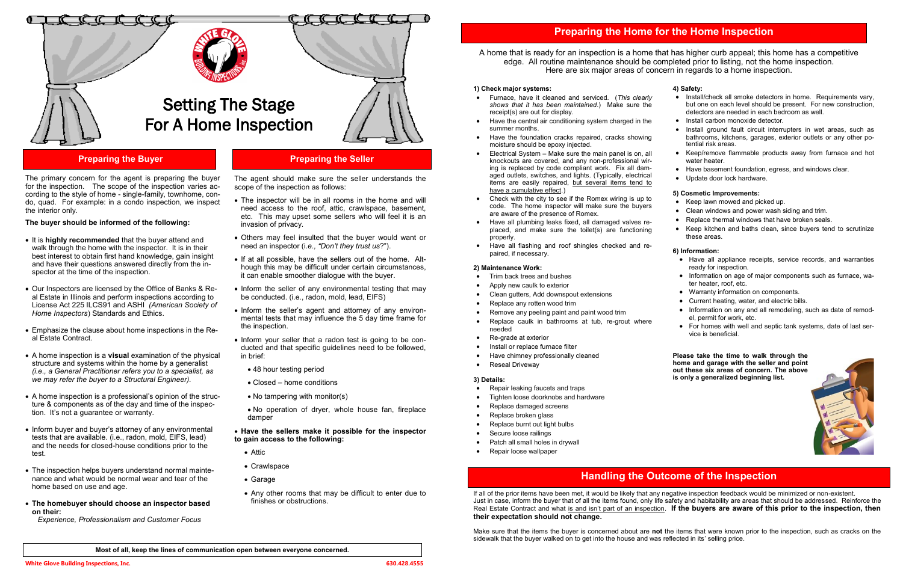# Setting The Stage For A Home Inspection

## Preparing the Buyer

The primary concern for the agent is preparing the buyer for the inspection. The scope of the inspection varies according to the style of home - single-family, townhome, condo, quad. For example: in a condo inspection, we inspect the interior only.

**The buyer should be informed of the following:**

- It is **highly recommended** that the buyer attend and walk through the home with the inspector. It is in their best interest to obtain first hand knowledge, gain insight and have their questions answered directly from the inspector at the time of the inspection.
- Our Inspectors are licensed by the Office of Banks & Real Estate in Illinois and perform inspections according to License Act 225 ILCS91 and ASHI *(American Society of Home Inspectors*) Standards and Ethics.
- Emphasize the clause about home inspections in the Real Estate Contract.
- A home inspection is a **visual** examination of the physical structure and systems within the home by a generalist *(i.e., a General Practitioner refers you to a specialist, as we may refer the buyer to a Structural Engineer)*.
- A home inspection is a professional's opinion of the structure & components as of the day and time of the inspection. It's not a guarantee or warranty.
- Inform buyer and buyer's attorney of any environmental tests that are available. (i.e., radon, mold, EIFS, lead) and the needs for closed-house conditions prior to the test.
- The inspection helps buyers understand normal maintenance and what would be normal wear and tear of the home based on use and age.
- **The homebuyer should choose an inspector based on their:**
  *Experience, Professionalism and Customer Focus*

## Preparing the Seller

The agent should make sure the seller understands the scope of the inspection as follows:

- The inspector will be in all rooms in the home and will need access to the roof, attic, crawlspace, basement, etc. This may upset some sellers who will feel it is an invasion of privacy.
- Others may feel insulted that the buyer would want or need an inspector (i.e., *"Don't they trust us?"*).
- If at all possible, have the sellers out of the home. Although this may be difficult under certain circumstances, it can enable smoother dialogue with the buyer.
- Inform the seller of any environmental testing that may be conducted. (i.e., radon, mold, lead, EIFS)
- Inform the seller's agent and attorney of any environmental tests that may influence the 5 day time frame for the inspection.
- Inform your seller that a radon test is going to be conducted and that specific guidelines need to be followed, in brief:
  - 48 hour testing period
  - Closed – home conditions
  - No tampering with monitor(s)
  - No operation of dryer, whole house fan, fireplace damper
- **Have the sellers make it possible for the inspector to gain access to the following:**
  - Attic
  - Crawlspace
  - Garage
  - Any other rooms that may be difficult to enter due to finishes or obstructions.

**Most of all, keep the lines of communication open between everyone concerned.**

## Preparing the Home for the Home Inspection

A home that is ready for an inspection is a home that has higher curb appeal; this home has a competitive edge. All routine maintenance should be completed prior to listing, not the home inspection. Here are six major areas of concern in regards to a home inspection.

**1) Check major systems:**

- Furnace, have it cleaned and serviced. (*This clearly shows that it has been maintained*.) Make sure the receipt(s) are out for display.
- Have the central air conditioning system charged in the summer months.
- Have the foundation cracks repaired, cracks showing moisture should be epoxy injected.
- Electrical System – Make sure the main panel is on, all knockouts are covered, and any non-professional wiring is replaced by code compliant work. Fix all damaged outlets, switches, and lights. (Typically, electrical items are easily repaired, but several items tend to have a cumulative effect.)
- Check with the city to see if the Romex wiring is up to code. The home inspector will make sure the buyers are aware of the presence of Romex.
- Have all plumbing leaks fixed, all damaged valves replaced, and make sure the toilet(s) are functioning properly.
- Have all flashing and roof shingles checked and repaired, if necessary.

**2) Maintenance Work:**

- Trim back trees and bushes
- Apply new caulk to exterior
- Clean gutters, Add downspout extensions
- Replace any rotten wood trim
- Remove any peeling paint and paint wood trim
- Replace caulk in bathrooms at tub, re-grout where needed
- Re-grade at exterior
- Install or replace furnace filter
- Have chimney professionally cleaned
- Reseal Driveway

**3) Details:**

- Repair leaking faucets and traps
- Tighten loose doorknobs and hardware
- Replace damaged screens
- Replace broken glass
- Replace burnt out light bulbs
- Secure loose railings
- Patch all small holes in drywall
- Repair loose wallpaper

**4) Safety:**

- Install/check all smoke detectors in home. Requirements vary, but one on each level should be present. For new construction, detectors are needed in each bedroom as well.
- Install carbon monoxide detector.
- Install ground fault circuit interrupters in wet areas, such as bathrooms, kitchens, garages, exterior outlets or any other potential risk areas.
- Keep/remove flammable products away from furnace and hot water heater.
- Have basement foundation, egress, and windows clear.
- Update door lock hardware.

**5) Cosmetic Improvements:**

- Keep lawn mowed and picked up.
- Clean windows and power wash siding and trim.
- Replace thermal windows that have broken seals.
- Keep kitchen and baths clean, since buyers tend to scrutinize these areas.

**6) Information:**

- Have all appliance receipts, service records, and warranties ready for inspection.
- Information on age of major components such as furnace, water heater, roof, etc.
- Warranty information on components.
- Current heating, water, and electric bills.
- Information on any and all remodeling, such as date of remodel, permit for work, etc.
- For homes with well and septic tank systems, date of last service is beneficial.

**Please take the time to walk through the home and garage with the seller and point out these six areas of concern. The above is only a generalized beginning list.**

## Handling the Outcome of the Inspection

If all of the prior items have been met, it would be likely that any negative inspection feedback would be minimized or non-existent. Just in case, inform the buyer that of all the items found, only life safety and habitability are areas that should be addressed. Reinforce the Real Estate Contract and what is and isn't part of an inspection. **If the buyers are aware of this prior to the inspection, then their expectation should not change.**

Make sure that the items the buyer is concerned about are **not** the items that were known prior to the inspection, such as cracks on the sidewalk that the buyer walked on to get into the house and was reflected in its' selling price.

White Glove Building Inspections, Inc. 630.428.4555